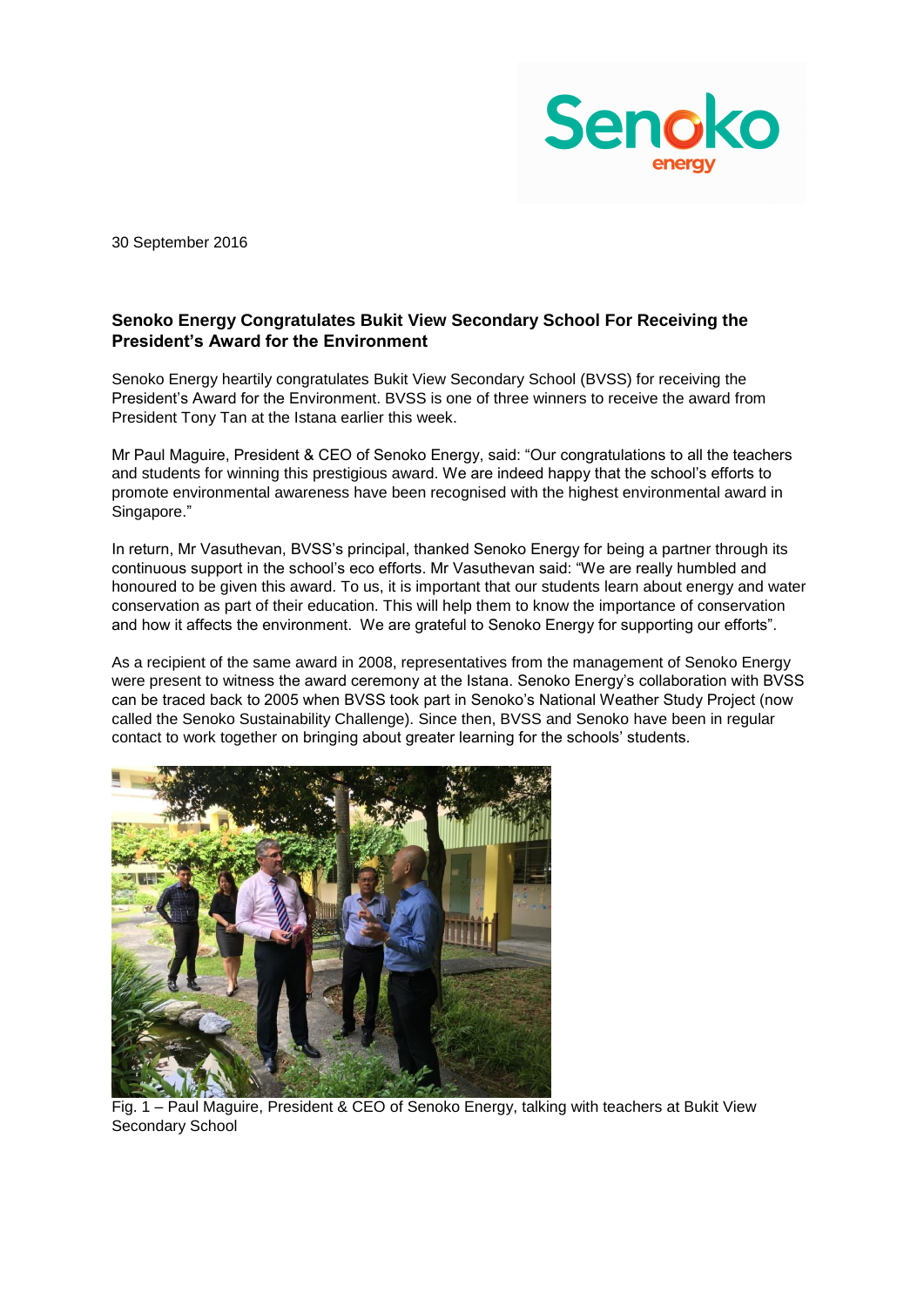30 September 2016

**Senoko Energy Congratulates Bukit View Secondary School For Receiving the President's Award for the Environment**

Senoko Energy heartily congratulates Bukit View Secondary School (BVSS) for receiving the President's Award for the Environment. BVSS is one of three winners to receive the award from President Tony Tan at the Istana earlier this week.

Mr Paul Maguire, President & CEO of Senoko Energy, said: "Our congratulations to all the teachers and students for winning this prestigious award. We are indeed happy that the school's efforts to promote environmental awareness have been recognised with the highest environmental award in Singapore."

In return, Mr Vasuthevan, BVSS's principal, thanked Senoko Energy for being a partner through its continuous support in the school's eco efforts. Mr Vasuthevan said: "We are really humbled and honoured to be given this award. To us, it is important that our students learn about energy and water conservation as part of their education. This will help them to know the importance of conservation and how it affects the environment. We are grateful to Senoko Energy for supporting our efforts".

As a recipient of the same award in 2008, representatives from the management of Senoko Energy were present to witness the award ceremony at the Istana. Senoko Energy's collaboration with BVSS can be traced back to 2005 when BVSS took part in Senoko's National Weather Study Project (now called the Senoko Sustainability Challenge). Since then, BVSS and Senoko have been in regular contact to work together on bringing about greater learning for the schools' students.

Fig. 1 – Paul Maguire, President & CEO of Senoko Energy, talking with teachers at Bukit View Secondary School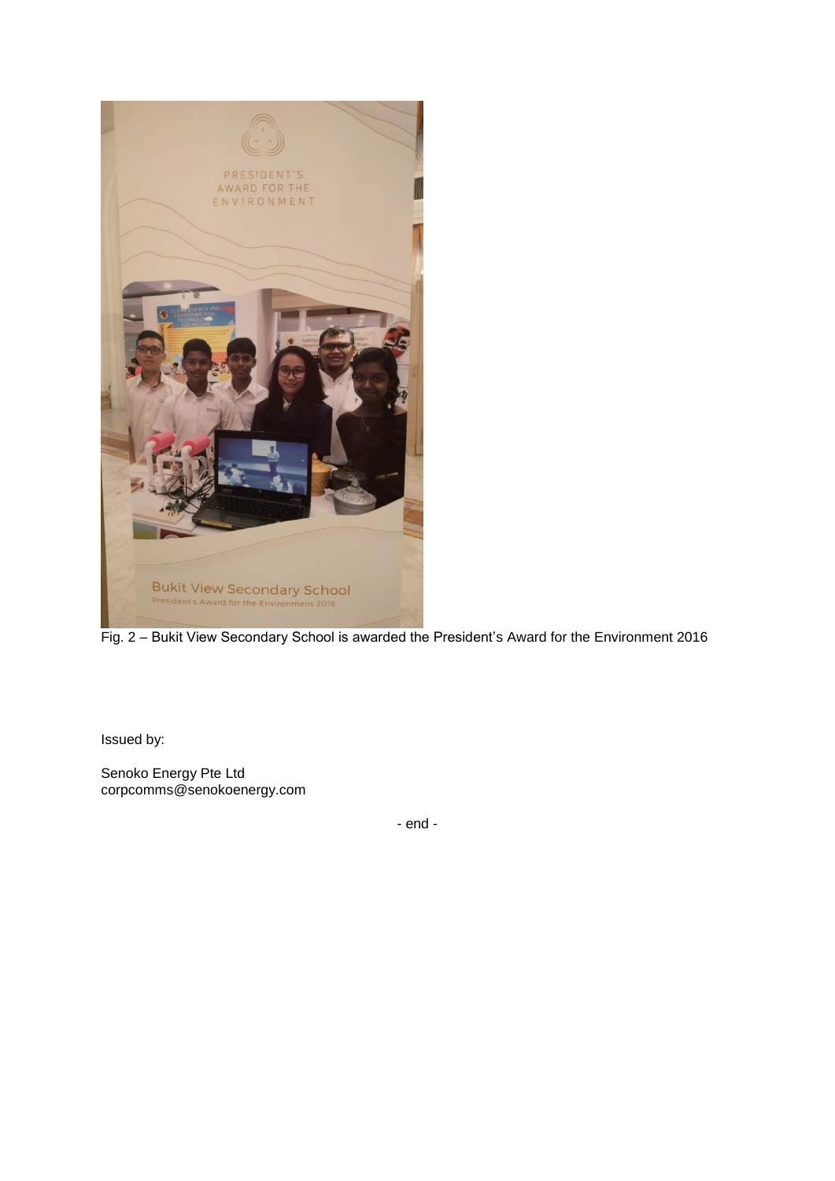Fig. 2 – Bukit View Secondary School is awarded the President's Award for the Environment 2016

Issued by:

Senoko Energy Pte Ltd
corpcomms@senokoenergy.com

- end -